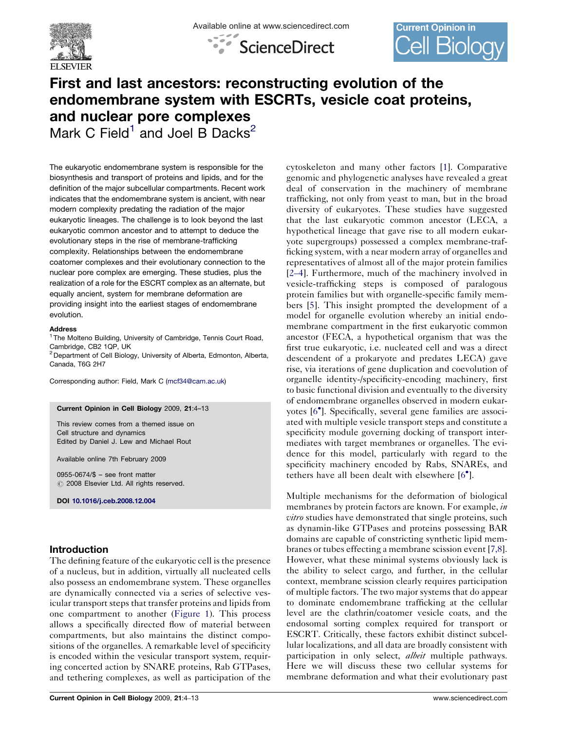# First and last ancestors: reconstructing evolution of the endomembrane system with ESCRTs, vesicle coat proteins, and nuclear pore complexes

Mark C Field[1] and Joel B Dacks[2]

The eukaryotic endomembrane system is responsible for the biosynthesis and transport of proteins and lipids, and for the definition of the major subcellular compartments. Recent work indicates that the endomembrane system is ancient, with near modern complexity predating the radiation of the major eukaryotic lineages. The challenge is to look beyond the last eukaryotic common ancestor and to attempt to deduce the evolutionary steps in the rise of membrane-trafficking complexity. Relationships between the endomembrane coatomer complexes and their evolutionary connection to the nuclear pore complex are emerging. These studies, plus the realization of a role for the ESCRT complex as an alternate, but equally ancient, system for membrane deformation are providing insight into the earliest stages of endomembrane evolution.

**Address**

[1] The Molteno Building, University of Cambridge, Tennis Court Road, Cambridge, CB2 1QP, UK

[2] Department of Cell Biology, University of Alberta, Edmonton, Alberta, Canada, T6G 2H7

Corresponding author: Field, Mark C (mcf34@cam.ac.uk)

**Current Opinion in Cell Biology** 2009, **21**:4–13

This review comes from a themed issue on Cell structure and dynamics
Edited by Daniel J. Lew and Michael Rout

Available online 7th February 2009

0955-0674/$ – see front matter
© 2008 Elsevier Ltd. All rights reserved.

**DOI** 10.1016/j.ceb.2008.12.004

## Introduction

The defining feature of the eukaryotic cell is the presence of a nucleus, but in addition, virtually all nucleated cells also possess an endomembrane system. These organelles are dynamically connected via a series of selective vesicular transport steps that transfer proteins and lipids from one compartment to another (Figure 1). This process allows a specifically directed flow of material between compartments, but also maintains the distinct compositions of the organelles. A remarkable level of specificity is encoded within the vesicular transport system, requiring concerted action by SNARE proteins, Rab GTPases, and tethering complexes, as well as participation of the cytoskeleton and many other factors [1]. Comparative genomic and phylogenetic analyses have revealed a great deal of conservation in the machinery of membrane trafficking, not only from yeast to man, but in the broad diversity of eukaryotes. These studies have suggested that the last eukaryotic common ancestor (LECA, a hypothetical lineage that gave rise to all modern eukaryote supergroups) possessed a complex membrane-trafficking system, with a near modern array of organelles and representatives of almost all of the major protein families [2–4]. Furthermore, much of the machinery involved in vesicle-trafficking steps is composed of paralogous protein families but with organelle-specific family members [5]. This insight prompted the development of a model for organelle evolution whereby an initial endomembrane compartment in the first eukaryotic common ancestor (FECA, a hypothetical organism that was the first true eukaryotic, i.e. nucleated cell and was a direct descendent of a prokaryote and predates LECA) gave rise, via iterations of gene duplication and coevolution of organelle identity-/specificity-encoding machinery, first to basic functional division and eventually to the diversity of endomembrane organelles observed in modern eukaryotes [6•]. Specifically, several gene families are associated with multiple vesicle transport steps and constitute a specificity module governing docking of transport intermediates with target membranes or organelles. The evidence for this model, particularly with regard to the specificity machinery encoded by Rabs, SNAREs, and tethers have all been dealt with elsewhere [6•].

Multiple mechanisms for the deformation of biological membranes by protein factors are known. For example, *in vitro* studies have demonstrated that single proteins, such as dynamin-like GTPases and proteins possessing BAR domains are capable of constricting synthetic lipid membranes or tubes effecting a membrane scission event [7,8]. However, what these minimal systems obviously lack is the ability to select cargo, and further, in the cellular context, membrane scission clearly requires participation of multiple factors. The two major systems that do appear to dominate endomembrane trafficking at the cellular level are the clathrin/coatomer vesicle coats, and the endosomal sorting complex required for transport or ESCRT. Critically, these factors exhibit distinct subcellular localizations, and all data are broadly consistent with participation in only select, *albeit* multiple pathways. Here we will discuss these two cellular systems for membrane deformation and what their evolutionary past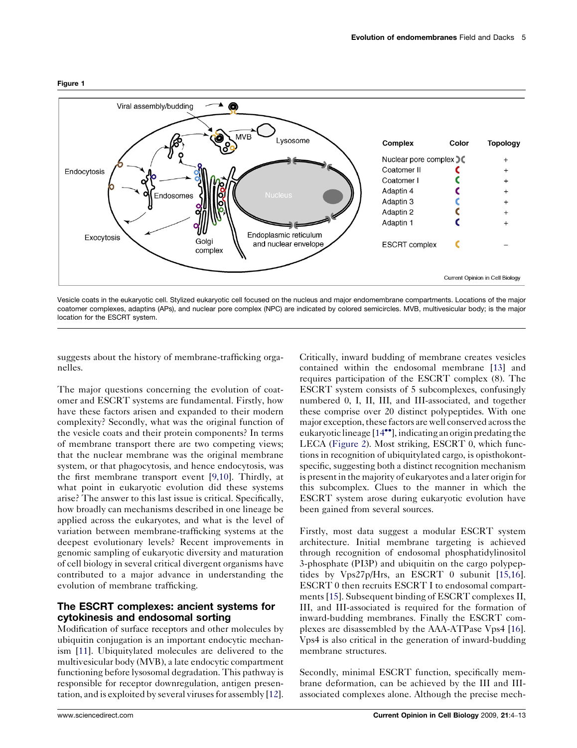**Figure 1**

Viral assembly/budding

MVB

Lysosome

Endocytosis

Endosomes

Nucleus

Exocytosis

Golgi complex

Endoplasmic reticulum and nuclear envelope

Complex Color Topology

Nuclear pore complex +

Coatomer II +

Coatomer I +

Adaptin 4 +

Adaptin 3 +

Adaptin 2 +

Adaptin 1 +

ESCRT complex –

Current Opinion in Cell Biology

Vesicle coats in the eukaryotic cell. Stylized eukaryotic cell focused on the nucleus and major endomembrane compartments. Locations of the major coatomer complexes, adaptins (APs), and nuclear pore complex (NPC) are indicated by colored semicircles. MVB, multivesicular body; is the major location for the ESCRT system.

suggests about the history of membrane-trafficking organelles.

The major questions concerning the evolution of coatomer and ESCRT systems are fundamental. Firstly, how have these factors arisen and expanded to their modern complexity? Secondly, what was the original function of the vesicle coats and their protein components? In terms of membrane transport there are two competing views; that the nuclear membrane was the original membrane system, or that phagocytosis, and hence endocytosis, was the first membrane transport event [9,10]. Thirdly, at what point in eukaryotic evolution did these systems arise? The answer to this last issue is critical. Specifically, how broadly can mechanisms described in one lineage be applied across the eukaryotes, and what is the level of variation between membrane-trafficking systems at the deepest evolutionary levels? Recent improvements in genomic sampling of eukaryotic diversity and maturation of cell biology in several critical divergent organisms have contributed to a major advance in understanding the evolution of membrane trafficking.

## The ESCRT complexes: ancient systems for cytokinesis and endosomal sorting

Modification of surface receptors and other molecules by ubiquitin conjugation is an important endocytic mechanism [11]. Ubiquitylated molecules are delivered to the multivesicular body (MVB), a late endocytic compartment functioning before lysosomal degradation. This pathway is responsible for receptor downregulation, antigen presentation, and is exploited by several viruses for assembly [12]. Critically, inward budding of membrane creates vesicles contained within the endosomal membrane [13] and requires participation of the ESCRT complex (8). The ESCRT system consists of 5 subcomplexes, confusingly numbered 0, I, II, III, and III-associated, and together these comprise over 20 distinct polypeptides. With one major exception, these factors are well conserved across the eukaryotic lineage [14••], indicating an origin predating the LECA (Figure 2). Most striking, ESCRT 0, which functions in recognition of ubiquitylated cargo, is opisthokont-specific, suggesting both a distinct recognition mechanism is present in the majority of eukaryotes and a later origin for this subcomplex. Clues to the manner in which the ESCRT system arose during eukaryotic evolution have been gained from several sources.

Firstly, most data suggest a modular ESCRT system architecture. Initial membrane targeting is achieved through recognition of endosomal phosphatidylinositol 3-phosphate (PI3P) and ubiquitin on the cargo polypeptides by Vps27p/Hrs, an ESCRT 0 subunit [15,16]. ESCRT 0 then recruits ESCRT I to endosomal compartments [15]. Subsequent binding of ESCRT complexes II, III, and III-associated is required for the formation of inward-budding membranes. Finally the ESCRT complexes are disassembled by the AAA-ATPase Vps4 [16]. Vps4 is also critical in the generation of inward-budding membrane structures.

Secondly, minimal ESCRT function, specifically membrane deformation, can be achieved by the III and III-associated complexes alone. Although the precise mech-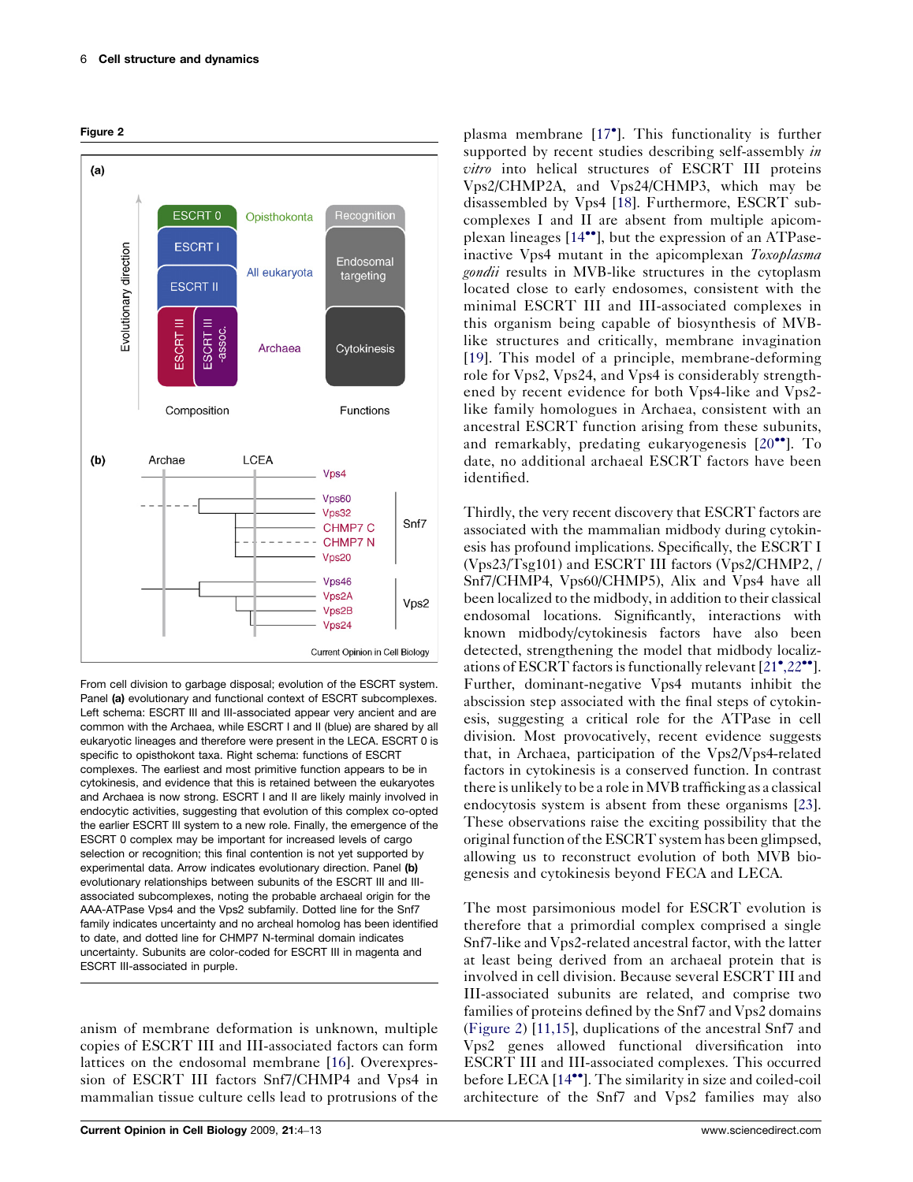**Figure 2**

(a)

Evolutionary direction

ESCRT 0
Opisthokonta
Recognition

ESCRT I
ESCRT II
All eukaryota
Endosomal targeting

ESCRT III
ESCRT III -assoc.
Archaea
Cytokinesis

Composition
Functions

(b)

Archae
LCEA

Vps4

Vps60
Vps32
CHMP7 C
CHMP7 N
Vps20
Snf7

Vps46
Vps2A
Vps2B
Vps24
Vps2

Current Opinion in Cell Biology

From cell division to garbage disposal; evolution of the ESCRT system. Panel **(a)** evolutionary and functional context of ESCRT subcomplexes. Left schema: ESCRT III and III-associated appear very ancient and are common with the Archaea, while ESCRT I and II (blue) are shared by all eukaryotic lineages and therefore were present in the LECA. ESCRT 0 is specific to opisthokont taxa. Right schema: functions of ESCRT complexes. The earliest and most primitive function appears to be in cytokinesis, and evidence that this is retained between the eukaryotes and Archaea is now strong. ESCRT I and II are likely mainly involved in endocytic activities, suggesting that evolution of this complex co-opted the earlier ESCRT III system to a new role. Finally, the emergence of the ESCRT 0 complex may be important for increased levels of cargo selection or recognition; this final contention is not yet supported by experimental data. Arrow indicates evolutionary direction. Panel **(b)** evolutionary relationships between subunits of the ESCRT III and III-associated subcomplexes, noting the probable archaeal origin for the AAA-ATPase Vps4 and the Vps2 subfamily. Dotted line for the Snf7 family indicates uncertainty and no archeal homolog has been identified to date, and dotted line for CHMP7 N-terminal domain indicates uncertainty. Subunits are color-coded for ESCRT III in magenta and ESCRT III-associated in purple.

anism of membrane deformation is unknown, multiple copies of ESCRT III and III-associated factors can form lattices on the endosomal membrane [16]. Overexpression of ESCRT III factors Snf7/CHMP4 and Vps4 in mammalian tissue culture cells lead to protrusions of the plasma membrane [17•]. This functionality is further supported by recent studies describing self-assembly *in vitro* into helical structures of ESCRT III proteins Vps2/CHMP2A, and Vps24/CHMP3, which may be disassembled by Vps4 [18]. Furthermore, ESCRT subcomplexes I and II are absent from multiple apicomplexan lineages [14••], but the expression of an ATPase-inactive Vps4 mutant in the apicomplexan *Toxoplasma gondii* results in MVB-like structures in the cytoplasm located close to early endosomes, consistent with the minimal ESCRT III and III-associated complexes in this organism being capable of biosynthesis of MVB-like structures and critically, membrane invagination [19]. This model of a principle, membrane-deforming role for Vps2, Vps24, and Vps4 is considerably strengthened by recent evidence for both Vps4-like and Vps2-like family homologues in Archaea, consistent with an ancestral ESCRT function arising from these subunits, and remarkably, predating eukaryogenesis [20••]. To date, no additional archaeal ESCRT factors have been identified.

Thirdly, the very recent discovery that ESCRT factors are associated with the mammalian midbody during cytokinesis has profound implications. Specifically, the ESCRT I (Vps23/Tsg101) and ESCRT III factors (Vps2/CHMP2, / Snf7/CHMP4, Vps60/CHMP5), Alix and Vps4 have all been localized to the midbody, in addition to their classical endosomal locations. Significantly, interactions with known midbody/cytokinesis factors have also been detected, strengthening the model that midbody localizations of ESCRT factors is functionally relevant [21•,22••]. Further, dominant-negative Vps4 mutants inhibit the abscission step associated with the final steps of cytokinesis, suggesting a critical role for the ATPase in cell division. Most provocatively, recent evidence suggests that, in Archaea, participation of the Vps2/Vps4-related factors in cytokinesis is a conserved function. In contrast there is unlikely to be a role in MVB trafficking as a classical endocytosis system is absent from these organisms [23]. These observations raise the exciting possibility that the original function of the ESCRT system has been glimpsed, allowing us to reconstruct evolution of both MVB biogenesis and cytokinesis beyond FECA and LECA.

The most parsimonious model for ESCRT evolution is therefore that a primordial complex comprised a single Snf7-like and Vps2-related ancestral factor, with the latter at least being derived from an archaeal protein that is involved in cell division. Because several ESCRT III and III-associated subunits are related, and comprise two families of proteins defined by the Snf7 and Vps2 domains (Figure 2) [11,15], duplications of the ancestral Snf7 and Vps2 genes allowed functional diversification into ESCRT III and III-associated complexes. This occurred before LECA [14••]. The similarity in size and coiled-coil architecture of the Snf7 and Vps2 families may also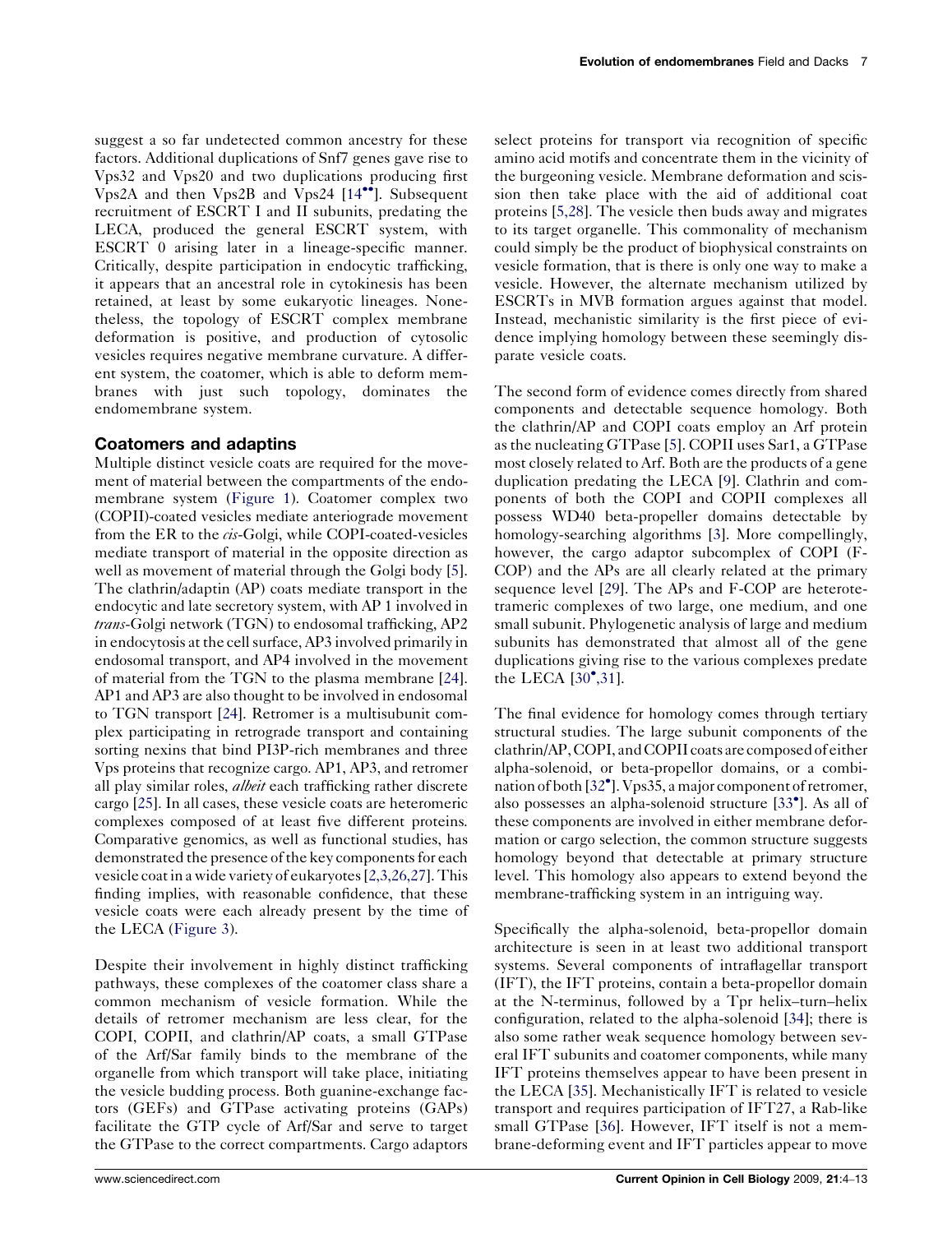suggest a so far undetected common ancestry for these factors. Additional duplications of Snf7 genes gave rise to Vps32 and Vps20 and two duplications producing first Vps2A and then Vps2B and Vps24 [14••]. Subsequent recruitment of ESCRT I and II subunits, predating the LECA, produced the general ESCRT system, with ESCRT 0 arising later in a lineage-specific manner. Critically, despite participation in endocytic trafficking, it appears that an ancestral role in cytokinesis has been retained, at least by some eukaryotic lineages. Nonetheless, the topology of ESCRT complex membrane deformation is positive, and production of cytosolic vesicles requires negative membrane curvature. A different system, the coatomer, which is able to deform membranes with just such topology, dominates the endomembrane system.

## Coatomers and adaptins

Multiple distinct vesicle coats are required for the movement of material between the compartments of the endomembrane system (Figure 1). Coatomer complex two (COPII)-coated vesicles mediate anteriograde movement from the ER to the *cis*-Golgi, while COPI-coated-vesicles mediate transport of material in the opposite direction as well as movement of material through the Golgi body [5]. The clathrin/adaptin (AP) coats mediate transport in the endocytic and late secretory system, with AP 1 involved in *trans*-Golgi network (TGN) to endosomal trafficking, AP2 in endocytosis at the cell surface, AP3 involved primarily in endosomal transport, and AP4 involved in the movement of material from the TGN to the plasma membrane [24]. AP1 and AP3 are also thought to be involved in endosomal to TGN transport [24]. Retromer is a multisubunit complex participating in retrograde transport and containing sorting nexins that bind PI3P-rich membranes and three Vps proteins that recognize cargo. AP1, AP3, and retromer all play similar roles, *albeit* each trafficking rather discrete cargo [25]. In all cases, these vesicle coats are heteromeric complexes composed of at least five different proteins. Comparative genomics, as well as functional studies, has demonstrated the presence of the key components for each vesicle coat in a wide variety of eukaryotes [2,3,26,27]. This finding implies, with reasonable confidence, that these vesicle coats were each already present by the time of the LECA (Figure 3).

Despite their involvement in highly distinct trafficking pathways, these complexes of the coatomer class share a common mechanism of vesicle formation. While the details of retromer mechanism are less clear, for the COPI, COPII, and clathrin/AP coats, a small GTPase of the Arf/Sar family binds to the membrane of the organelle from which transport will take place, initiating the vesicle budding process. Both guanine-exchange factors (GEFs) and GTPase activating proteins (GAPs) facilitate the GTP cycle of Arf/Sar and serve to target the GTPase to the correct compartments. Cargo adaptors select proteins for transport via recognition of specific amino acid motifs and concentrate them in the vicinity of the burgeoning vesicle. Membrane deformation and scission then take place with the aid of additional coat proteins [5,28]. The vesicle then buds away and migrates to its target organelle. This commonality of mechanism could simply be the product of biophysical constraints on vesicle formation, that is there is only one way to make a vesicle. However, the alternate mechanism utilized by ESCRTs in MVB formation argues against that model. Instead, mechanistic similarity is the first piece of evidence implying homology between these seemingly disparate vesicle coats.

The second form of evidence comes directly from shared components and detectable sequence homology. Both the clathrin/AP and COPI coats employ an Arf protein as the nucleating GTPase [5]. COPII uses Sar1, a GTPase most closely related to Arf. Both are the products of a gene duplication predating the LECA [9]. Clathrin and components of both the COPI and COPII complexes all possess WD40 beta-propeller domains detectable by homology-searching algorithms [3]. More compellingly, however, the cargo adaptor subcomplex of COPI (F-COP) and the APs are all clearly related at the primary sequence level [29]. The APs and F-COP are heterotetrameric complexes of two large, one medium, and one small subunit. Phylogenetic analysis of large and medium subunits has demonstrated that almost all of the gene duplications giving rise to the various complexes predate the LECA [30•,31].

The final evidence for homology comes through tertiary structural studies. The large subunit components of the clathrin/AP, COPI, and COPII coats are composed of either alpha-solenoid, or beta-propellor domains, or a combination of both [32•]. Vps35, a major component of retromer, also possesses an alpha-solenoid structure [33•]. As all of these components are involved in either membrane deformation or cargo selection, the common structure suggests homology beyond that detectable at primary structure level. This homology also appears to extend beyond the membrane-trafficking system in an intriguing way.

Specifically the alpha-solenoid, beta-propellor domain architecture is seen in at least two additional transport systems. Several components of intraflagellar transport (IFT), the IFT proteins, contain a beta-propellor domain at the N-terminus, followed by a Tpr helix–turn–helix configuration, related to the alpha-solenoid [34]; there is also some rather weak sequence homology between several IFT subunits and coatomer components, while many IFT proteins themselves appear to have been present in the LECA [35]. Mechanistically IFT is related to vesicle transport and requires participation of IFT27, a Rab-like small GTPase [36]. However, IFT itself is not a membrane-deforming event and IFT particles appear to move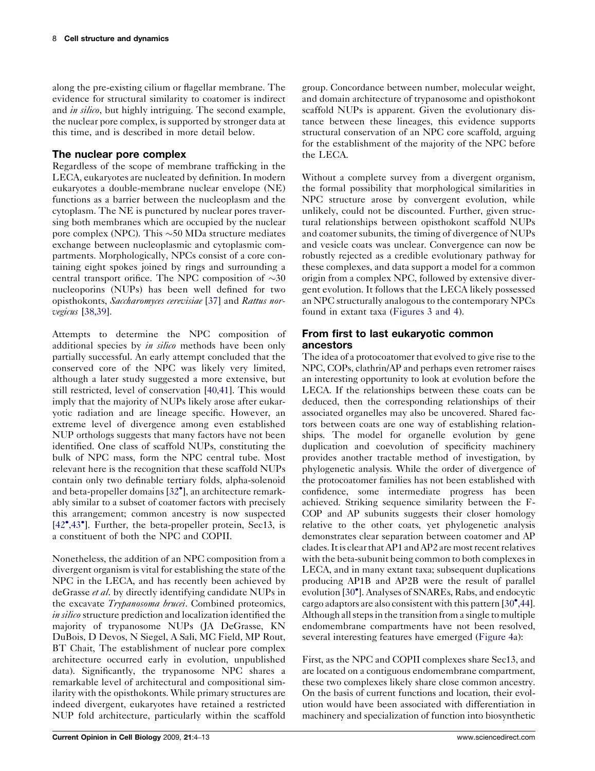along the pre-existing cilium or flagellar membrane. The evidence for structural similarity to coatomer is indirect and *in silico*, but highly intriguing. The second example, the nuclear pore complex, is supported by stronger data at this time, and is described in more detail below.

## The nuclear pore complex

Regardless of the scope of membrane trafficking in the LECA, eukaryotes are nucleated by definition. In modern eukaryotes a double-membrane nuclear envelope (NE) functions as a barrier between the nucleoplasm and the cytoplasm. The NE is punctured by nuclear pores traversing both membranes which are occupied by the nuclear pore complex (NPC). This ~50 MDa structure mediates exchange between nucleoplasmic and cytoplasmic compartments. Morphologically, NPCs consist of a core containing eight spokes joined by rings and surrounding a central transport orifice. The NPC composition of ~30 nucleoporins (NUPs) has been well defined for two opisthokonts, *Saccharomyces cerevisiae* [37] and *Rattus norvegicus* [38,39].

Attempts to determine the NPC composition of additional species by *in silico* methods have been only partially successful. An early attempt concluded that the conserved core of the NPC was likely very limited, although a later study suggested a more extensive, but still restricted, level of conservation [40,41]. This would imply that the majority of NUPs likely arose after eukaryotic radiation and are lineage specific. However, an extreme level of divergence among even established NUP orthologs suggests that many factors have not been identified. One class of scaffold NUPs, constituting the bulk of NPC mass, form the NPC central tube. Most relevant here is the recognition that these scaffold NUPs contain only two definable tertiary folds, alpha-solenoid and beta-propeller domains [32•], an architecture remarkably similar to a subset of coatomer factors with precisely this arrangement; common ancestry is now suspected [42•,43•]. Further, the beta-propeller protein, Sec13, is a constituent of both the NPC and COPII.

Nonetheless, the addition of an NPC composition from a divergent organism is vital for establishing the state of the NPC in the LECA, and has recently been achieved by deGrasse *et al*. by directly identifying candidate NUPs in the excavate *Trypanosoma brucei*. Combined proteomics, *in silico* structure prediction and localization identified the majority of trypanosome NUPs (JA DeGrasse, KN DuBois, D Devos, N Siegel, A Sali, MC Field, MP Rout, BT Chait, The establishment of nuclear pore complex architecture occurred early in evolution, unpublished data). Significantly, the trypanosome NPC shares a remarkable level of architectural and compositional similarity with the opisthokonts. While primary structures are indeed divergent, eukaryotes have retained a restricted NUP fold architecture, particularly within the scaffold group. Concordance between number, molecular weight, and domain architecture of trypanosome and opisthokont scaffold NUPs is apparent. Given the evolutionary distance between these lineages, this evidence supports structural conservation of an NPC core scaffold, arguing for the establishment of the majority of the NPC before the LECA.

Without a complete survey from a divergent organism, the formal possibility that morphological similarities in NPC structure arose by convergent evolution, while unlikely, could not be discounted. Further, given structural relationships between opisthokont scaffold NUPs and coatomer subunits, the timing of divergence of NUPs and vesicle coats was unclear. Convergence can now be robustly rejected as a credible evolutionary pathway for these complexes, and data support a model for a common origin from a complex NPC, followed by extensive divergent evolution. It follows that the LECA likely possessed an NPC structurally analogous to the contemporary NPCs found in extant taxa (Figures 3 and 4).

## From first to last eukaryotic common ancestors

The idea of a protocoatomer that evolved to give rise to the NPC, COPs, clathrin/AP and perhaps even retromer raises an interesting opportunity to look at evolution before the LECA. If the relationships between these coats can be deduced, then the corresponding relationships of their associated organelles may also be uncovered. Shared factors between coats are one way of establishing relationships. The model for organelle evolution by gene duplication and coevolution of specificity machinery provides another tractable method of investigation, by phylogenetic analysis. While the order of divergence of the protocoatomer families has not been established with confidence, some intermediate progress has been achieved. Striking sequence similarity between the F-COP and AP subunits suggests their closer homology relative to the other coats, yet phylogenetic analysis demonstrates clear separation between coatomer and AP clades. It is clear that AP1 and AP2 are most recent relatives with the beta-subunit being common to both complexes in LECA, and in many extant taxa; subsequent duplications producing AP1B and AP2B were the result of parallel evolution [30•]. Analyses of SNAREs, Rabs, and endocytic cargo adaptors are also consistent with this pattern [30•,44]. Although all steps in the transition from a single to multiple endomembrane compartments have not been resolved, several interesting features have emerged (Figure 4a):

First, as the NPC and COPII complexes share Sec13, and are located on a contiguous endomembrane compartment, these two complexes likely share close common ancestry. On the basis of current functions and location, their evolution would have been associated with differentiation in machinery and specialization of function into biosynthetic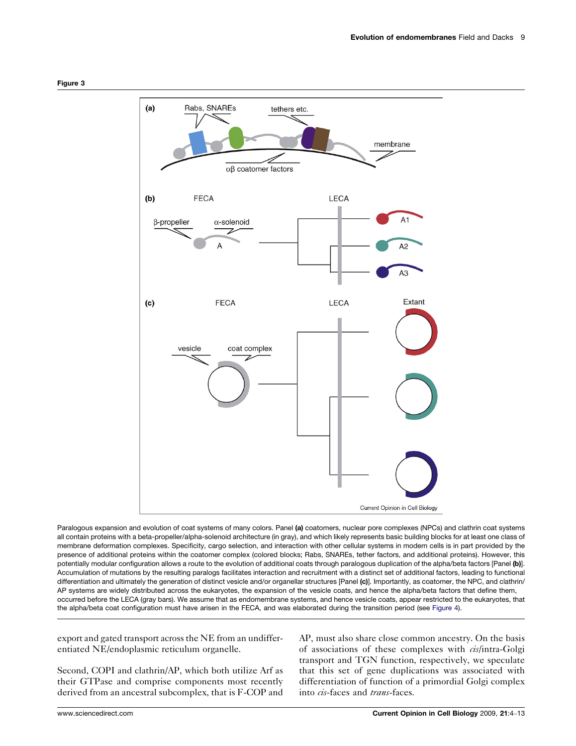**Figure 3**

(a)
Rabs, SNAREs
tethers etc.
membrane
αβ coatomer factors

(b)
FECA
LECA
β-propeller
α-solenoid
A
A1
A2
A3

(c)
FECA
LECA
Extant
vesicle
coat complex

Paralogous expansion and evolution of coat systems of many colors. Panel **(a)** coatomers, nuclear pore complexes (NPCs) and clathrin coat systems all contain proteins with a beta-propeller/alpha-solenoid architecture (in gray), and which likely represents basic building blocks for at least one class of membrane deformation complexes. Specificity, cargo selection, and interaction with other cellular systems in modern cells is in part provided by the presence of additional proteins within the coatomer complex (colored blocks; Rabs, SNAREs, tether factors, and additional proteins). However, this potentially modular configuration allows a route to the evolution of additional coats through paralogous duplication of the alpha/beta factors [Panel **(b)**]. Accumulation of mutations by the resulting paralogs facilitates interaction and recruitment with a distinct set of additional factors, leading to functional differentiation and ultimately the generation of distinct vesicle and/or organellar structures [Panel **(c)**]. Importantly, as coatomer, the NPC, and clathrin/AP systems are widely distributed across the eukaryotes, the expansion of the vesicle coats, and hence the alpha/beta factors that define them, occurred before the LECA (gray bars). We assume that as endomembrane systems, and hence vesicle coats, appear restricted to the eukaryotes, that the alpha/beta coat configuration must have arisen in the FECA, and was elaborated during the transition period (see Figure 4).

export and gated transport across the NE from an undifferentiated NE/endoplasmic reticulum organelle.

Second, COPI and clathrin/AP, which both utilize Arf as their GTPase and comprise components most recently derived from an ancestral subcomplex, that is F-COP and AP, must also share close common ancestry. On the basis of associations of these complexes with *cis*/intra-Golgi transport and TGN function, respectively, we speculate that this set of gene duplications was associated with differentiation of function of a primordial Golgi complex into *cis*-faces and *trans*-faces.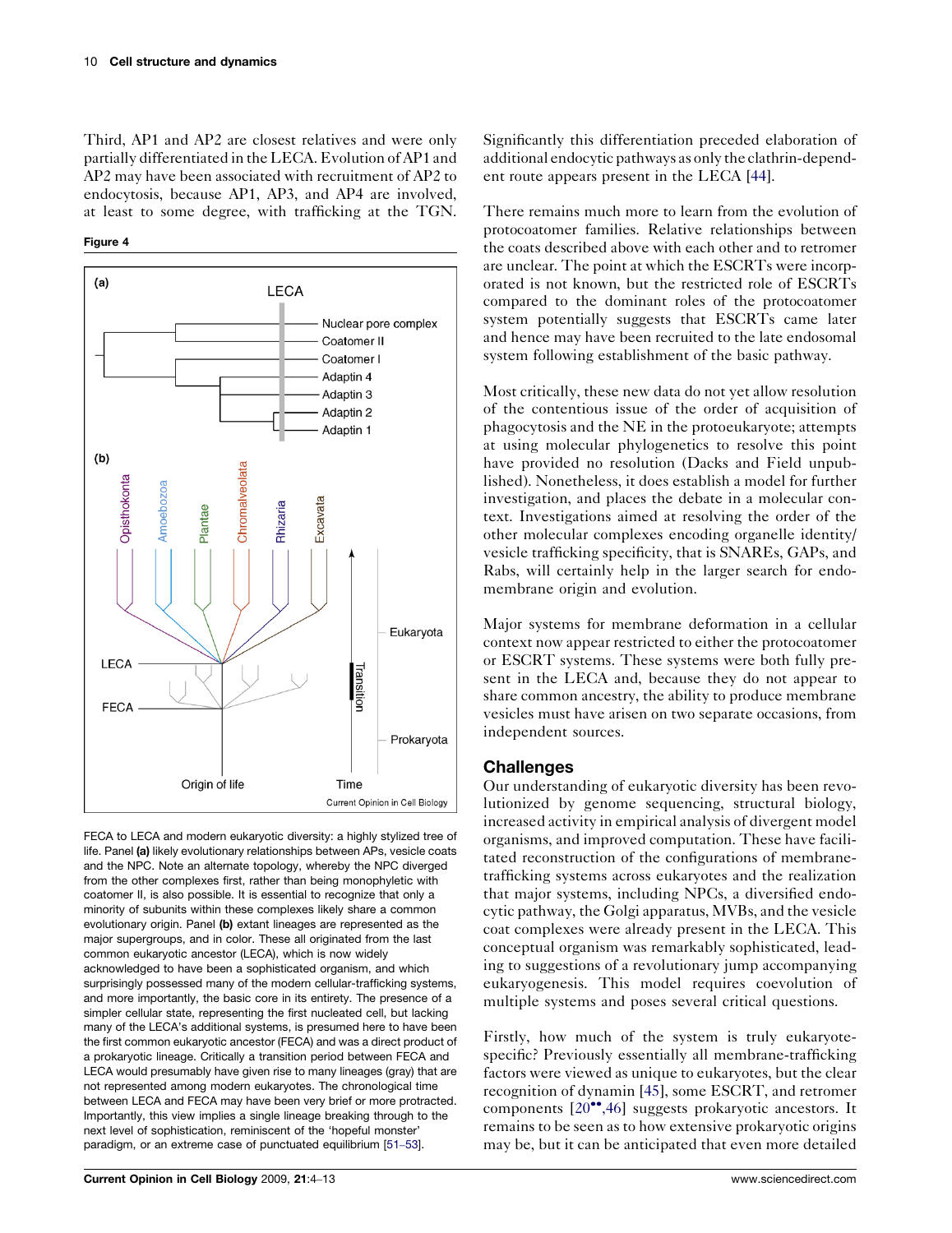Third, AP1 and AP2 are closest relatives and were only partially differentiated in the LECA. Evolution of AP1 and AP2 may have been associated with recruitment of AP2 to endocytosis, because AP1, AP3, and AP4 are involved, at least to some degree, with trafficking at the TGN. Significantly this differentiation preceded elaboration of additional endocytic pathways as only the clathrin-dependent route appears present in the LECA [44].

**Figure 4**

(a)

LECA

Nuclear pore complex
Coatomer II
Coatomer I
Adaptin 4
Adaptin 3
Adaptin 2
Adaptin 1

(b)

Opisthokonta
Amoebozoa
Plantae
Chromalveolata
Rhizaria
Excavata

Eukaryota
LECA
Transition
FECA
Prokaryota
Origin of life
Time

FECA to LECA and modern eukaryotic diversity: a highly stylized tree of life. Panel **(a)** likely evolutionary relationships between APs, vesicle coats and the NPC. Note an alternate topology, whereby the NPC diverged from the other complexes first, rather than being monophyletic with coatomer II, is also possible. It is essential to recognize that only a minority of subunits within these complexes likely share a common evolutionary origin. Panel **(b)** extant lineages are represented as the major supergroups, and in color. These all originated from the last common eukaryotic ancestor (LECA), which is now widely acknowledged to have been a sophisticated organism, and which surprisingly possessed many of the modern cellular-trafficking systems, and more importantly, the basic core in its entirety. The presence of a simpler cellular state, representing the first nucleated cell, but lacking many of the LECA's additional systems, is presumed here to have been the first common eukaryotic ancestor (FECA) and was a direct product of a prokaryotic lineage. Critically a transition period between FECA and LECA would presumably have given rise to many lineages (gray) that are not represented among modern eukaryotes. The chronological time between LECA and FECA may have been very brief or more protracted. Importantly, this view implies a single lineage breaking through to the next level of sophistication, reminiscent of the 'hopeful monster' paradigm, or an extreme case of punctuated equilibrium [51–53].

There remains much more to learn from the evolution of protocoatomer families. Relative relationships between the coats described above with each other and to retromer are unclear. The point at which the ESCRTs were incorporated is not known, but the restricted role of ESCRTs compared to the dominant roles of the protocoatomer system potentially suggests that ESCRTs came later and hence may have been recruited to the late endosomal system following establishment of the basic pathway.

Most critically, these new data do not yet allow resolution of the contentious issue of the order of acquisition of phagocytosis and the NE in the protoeukaryote; attempts at using molecular phylogenetics to resolve this point have provided no resolution (Dacks and Field unpublished). Nonetheless, it does establish a model for further investigation, and places the debate in a molecular context. Investigations aimed at resolving the order of the other molecular complexes encoding organelle identity/vesicle trafficking specificity, that is SNAREs, GAPs, and Rabs, will certainly help in the larger search for endomembrane origin and evolution.

Major systems for membrane deformation in a cellular context now appear restricted to either the protocoatomer or ESCRT systems. These systems were both fully present in the LECA and, because they do not appear to share common ancestry, the ability to produce membrane vesicles must have arisen on two separate occasions, from independent sources.

## Challenges

Our understanding of eukaryotic diversity has been revolutionized by genome sequencing, structural biology, increased activity in empirical analysis of divergent model organisms, and improved computation. These have facilitated reconstruction of the configurations of membrane-trafficking systems across eukaryotes and the realization that major systems, including NPCs, a diversified endocytic pathway, the Golgi apparatus, MVBs, and the vesicle coat complexes were already present in the LECA. This conceptual organism was remarkably sophisticated, leading to suggestions of a revolutionary jump accompanying eukaryogenesis. This model requires coevolution of multiple systems and poses several critical questions.

Firstly, how much of the system is truly eukaryote-specific? Previously essentially all membrane-trafficking factors were viewed as unique to eukaryotes, but the clear recognition of dynamin [45], some ESCRT, and retromer components [20••,46] suggests prokaryotic ancestors. It remains to be seen as to how extensive prokaryotic origins may be, but it can be anticipated that even more detailed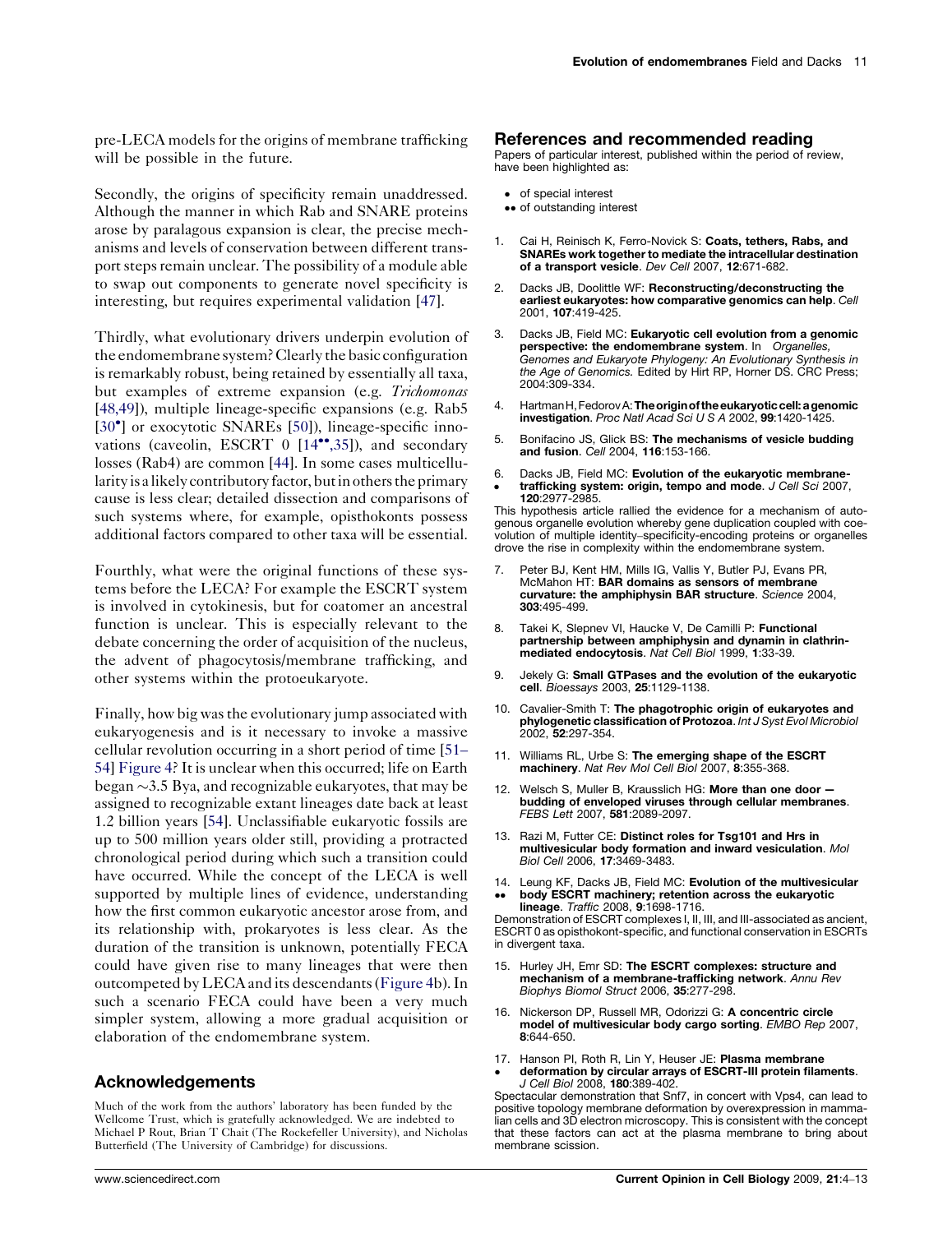pre-LECA models for the origins of membrane trafficking will be possible in the future.

Secondly, the origins of specificity remain unaddressed. Although the manner in which Rab and SNARE proteins arose by paralagous expansion is clear, the precise mechanisms and levels of conservation between different transport steps remain unclear. The possibility of a module able to swap out components to generate novel specificity is interesting, but requires experimental validation [47].

Thirdly, what evolutionary drivers underpin evolution of the endomembrane system? Clearly the basic configuration is remarkably robust, being retained by essentially all taxa, but examples of extreme expansion (e.g. *Trichomonas* [48,49]), multiple lineage-specific expansions (e.g. Rab5 [30•] or exocytotic SNAREs [50]), lineage-specific innovations (caveolin, ESCRT 0 [14••,35]), and secondary losses (Rab4) are common [44]. In some cases multicellularity is a likely contributory factor, but in others the primary cause is less clear; detailed dissection and comparisons of such systems where, for example, opisthokonts possess additional factors compared to other taxa will be essential.

Fourthly, what were the original functions of these systems before the LECA? For example the ESCRT system is involved in cytokinesis, but for coatomer an ancestral function is unclear. This is especially relevant to the debate concerning the order of acquisition of the nucleus, the advent of phagocytosis/membrane trafficking, and other systems within the protoeukaryote.

Finally, how big was the evolutionary jump associated with eukaryogenesis and is it necessary to invoke a massive cellular revolution occurring in a short period of time [51–54] Figure 4? It is unclear when this occurred; life on Earth began ~3.5 Bya, and recognizable eukaryotes, that may be assigned to recognizable extant lineages date back at least 1.2 billion years [54]. Unclassifiable eukaryotic fossils are up to 500 million years older still, providing a protracted chronological period during which such a transition could have occurred. While the concept of the LECA is well supported by multiple lines of evidence, understanding how the first common eukaryotic ancestor arose from, and its relationship with, prokaryotes is less clear. As the duration of the transition is unknown, potentially FECA could have given rise to many lineages that were then outcompeted by LECA and its descendants (Figure 4b). In such a scenario FECA could have been a very much simpler system, allowing a more gradual acquisition or elaboration of the endomembrane system.

## Acknowledgements

Much of the work from the authors' laboratory has been funded by the Wellcome Trust, which is gratefully acknowledged. We are indebted to Michael P Rout, Brian T Chait (The Rockefeller University), and Nicholas Butterfield (The University of Cambridge) for discussions.

## References and recommended reading

Papers of particular interest, published within the period of review, have been highlighted as:

- • of special interest
- •• of outstanding interest

1. Cai H, Reinisch K, Ferro-Novick S: **Coats, tethers, Rabs, and SNAREs work together to mediate the intracellular destination of a transport vesicle**. *Dev Cell* 2007, **12**:671-682.

2. Dacks JB, Doolittle WF: **Reconstructing/deconstructing the earliest eukaryotes: how comparative genomics can help**. *Cell* 2001, **107**:419-425.

3. Dacks JB, Field MC: **Eukaryotic cell evolution from a genomic perspective: the endomembrane system**. In *Organelles, Genomes and Eukaryote Phylogeny: An Evolutionary Synthesis in the Age of Genomics.* Edited by Hirt RP, Horner DS. CRC Press; 2004:309-334.

4. Hartman H, Fedorov A: **The origin of the eukaryotic cell: a genomic investigation**. *Proc Natl Acad Sci U S A* 2002, **99**:1420-1425.

5. Bonifacino JS, Glick BS: **The mechanisms of vesicle budding and fusion**. *Cell* 2004, **116**:153-166.

6. • Dacks JB, Field MC: **Evolution of the eukaryotic membrane-trafficking system: origin, tempo and mode**. *J Cell Sci* 2007, **120**:2977-2985.
This hypothesis article rallied the evidence for a mechanism of autogenous organelle evolution whereby gene duplication coupled with coevolution of multiple identity–specificity-encoding proteins or organelles drove the rise in complexity within the endomembrane system.

7. Peter BJ, Kent HM, Mills IG, Vallis Y, Butler PJ, Evans PR, McMahon HT: **BAR domains as sensors of membrane curvature: the amphiphysin BAR structure**. *Science* 2004, **303**:495-499.

8. Takei K, Slepnev VI, Haucke V, De Camilli P: **Functional partnership between amphiphysin and dynamin in clathrin-mediated endocytosis**. *Nat Cell Biol* 1999, **1**:33-39.

9. Jekely G: **Small GTPases and the evolution of the eukaryotic cell**. *Bioessays* 2003, **25**:1129-1138.

10. Cavalier-Smith T: **The phagotrophic origin of eukaryotes and phylogenetic classification of Protozoa**. *Int J Syst Evol Microbiol* 2002, **52**:297-354.

11. Williams RL, Urbe S: **The emerging shape of the ESCRT machinery**. *Nat Rev Mol Cell Biol* 2007, **8**:355-368.

12. Welsch S, Muller B, Krausslich HG: **More than one door — budding of enveloped viruses through cellular membranes**. *FEBS Lett* 2007, **581**:2089-2097.

13. Razi M, Futter CE: **Distinct roles for Tsg101 and Hrs in multivesicular body formation and inward vesiculation**. *Mol Biol Cell* 2006, **17**:3469-3483.

14. •• Leung KF, Dacks JB, Field MC: **Evolution of the multivesicular body ESCRT machinery; retention across the eukaryotic lineage**. *Traffic* 2008, **9**:1698-1716.
Demonstration of ESCRT complexes I, II, III, and III-associated as ancient, ESCRT 0 as opisthokont-specific, and functional conservation in ESCRTs in divergent taxa.

15. Hurley JH, Emr SD: **The ESCRT complexes: structure and mechanism of a membrane-trafficking network**. *Annu Rev Biophys Biomol Struct* 2006, **35**:277-298.

16. Nickerson DP, Russell MR, Odorizzi G: **A concentric circle model of multivesicular body cargo sorting**. *EMBO Rep* 2007, **8**:644-650.

17. • Hanson PI, Roth R, Lin Y, Heuser JE: **Plasma membrane deformation by circular arrays of ESCRT-III protein filaments**. *J Cell Biol* 2008, **180**:389-402.
Spectacular demonstration that Snf7, in concert with Vps4, can lead to positive topology membrane deformation by overexpression in mammalian cells and 3D electron microscopy. This is consistent with the concept that these factors can act at the plasma membrane to bring about membrane scission.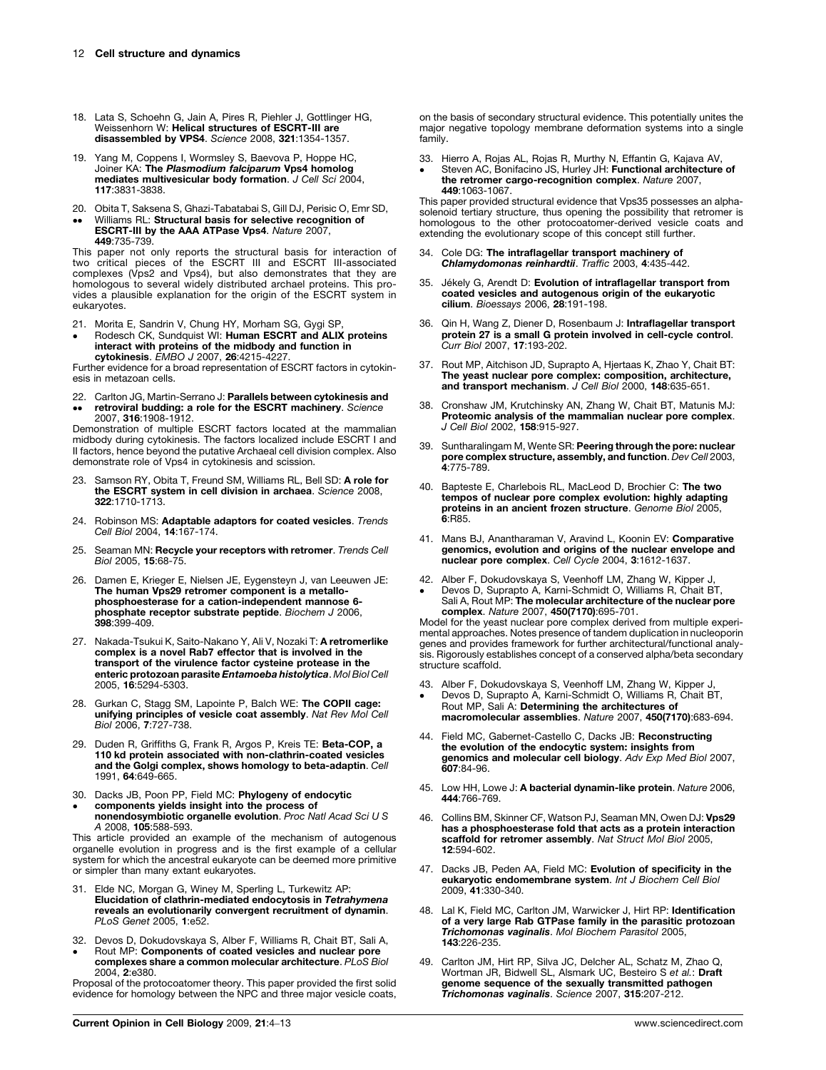18. Lata S, Schoehn G, Jain A, Pires R, Piehler J, Gottlinger HG, Weissenhorn W: **Helical structures of ESCRT-III are disassembled by VPS4**. *Science* 2008, **321**:1354-1357.

19. Yang M, Coppens I, Wormsley S, Baevova P, Hoppe HC, Joiner KA: **The *Plasmodium falciparum* Vps4 homolog mediates multivesicular body formation**. *J Cell Sci* 2004, **117**:3831-3838.

20. •• Obita T, Saksena S, Ghazi-Tabatabai S, Gill DJ, Perisic O, Emr SD, Williams RL: **Structural basis for selective recognition of ESCRT-III by the AAA ATPase Vps4**. *Nature* 2007, **449**:735-739.

This paper not only reports the structural basis for interaction of two critical pieces of the ESCRT III and ESCRT III-associated complexes (Vps2 and Vps4), but also demonstrates that they are homologous to several widely distributed archael proteins. This provides a plausible explanation for the origin of the ESCRT system in eukaryotes.

21. • Morita E, Sandrin V, Chung HY, Morham SG, Gygi SP, Rodesch CK, Sundquist WI: **Human ESCRT and ALIX proteins interact with proteins of the midbody and function in cytokinesis**. *EMBO J* 2007, **26**:4215-4227.

Further evidence for a broad representation of ESCRT factors in cytokinesis in metazoan cells.

22. •• Carlton JG, Martin-Serrano J: **Parallels between cytokinesis and retroviral budding: a role for the ESCRT machinery**. *Science* 2007, **316**:1908-1912.

Demonstration of multiple ESCRT factors located at the mammalian midbody during cytokinesis. The factors localized include ESCRT I and II factors, hence beyond the putative Archaeal cell division complex. Also demonstrate role of Vps4 in cytokinesis and scission.

23. Samson RY, Obita T, Freund SM, Williams RL, Bell SD: **A role for the ESCRT system in cell division in archaea**. *Science* 2008, **322**:1710-1713.

24. Robinson MS: **Adaptable adaptors for coated vesicles**. *Trends Cell Biol* 2004, **14**:167-174.

25. Seaman MN: **Recycle your receptors with retromer**. *Trends Cell Biol* 2005, **15**:68-75.

26. Damen E, Krieger E, Nielsen JE, Eygensteyn J, van Leeuwen JE: **The human Vps29 retromer component is a metallo-phosphoesterase for a cation-independent mannose 6-phosphate receptor substrate peptide**. *Biochem J* 2006, **398**:399-409.

27. Nakada-Tsukui K, Saito-Nakano Y, Ali V, Nozaki T: **A retromerlike complex is a novel Rab7 effector that is involved in the transport of the virulence factor cysteine protease in the enteric protozoan parasite *Entamoeba histolytica***. *Mol Biol Cell* 2005, **16**:5294-5303.

28. Gurkan C, Stagg SM, Lapointe P, Balch WE: **The COPII cage: unifying principles of vesicle coat assembly**. *Nat Rev Mol Cell Biol* 2006, **7**:727-738.

29. Duden R, Griffiths G, Frank R, Argos P, Kreis TE: **Beta-COP, a 110 kd protein associated with non-clathrin-coated vesicles and the Golgi complex, shows homology to beta-adaptin**. *Cell* 1991, **64**:649-665.

30. • Dacks JB, Poon PP, Field MC: **Phylogeny of endocytic components yields insight into the process of nonendosymbiotic organelle evolution**. *Proc Natl Acad Sci U S A* 2008, **105**:588-593.

This article provided an example of the mechanism of autogenous organelle evolution in progress and is the first example of a cellular system for which the ancestral eukaryote can be deemed more primitive or simpler than many extant eukaryotes.

31. Elde NC, Morgan G, Winey M, Sperling L, Turkewitz AP: **Elucidation of clathrin-mediated endocytosis in *Tetrahymena* reveals an evolutionarily convergent recruitment of dynamin**. *PLoS Genet* 2005, **1**:e52.

32. • Devos D, Dokudovskaya S, Alber F, Williams R, Chait BT, Sali A, Rout MP: **Components of coated vesicles and nuclear pore complexes share a common molecular architecture**. *PLoS Biol* 2004, **2**:e380.

Proposal of the protocoatomer theory. This paper provided the first solid evidence for homology between the NPC and three major vesicle coats, on the basis of secondary structural evidence. This potentially unites the major negative topology membrane deformation systems into a single family.

33. • Hierro A, Rojas AL, Rojas R, Murthy N, Effantin G, Kajava AV, Steven AC, Bonifacino JS, Hurley JH: **Functional architecture of the retromer cargo-recognition complex**. *Nature* 2007, **449**:1063-1067.

This paper provided structural evidence that Vps35 possesses an alpha-solenoid tertiary structure, thus opening the possibility that retromer is homologous to the other protocoatomer-derived vesicle coats and extending the evolutionary scope of this concept still further.

34. Cole DG: **The intraflagellar transport machinery of *Chlamydomonas reinhardtii***. *Traffic* 2003, **4**:435-442.

35. Jékely G, Arendt D: **Evolution of intraflagellar transport from coated vesicles and autogenous origin of the eukaryotic cilium**. *Bioessays* 2006, **28**:191-198.

36. Qin H, Wang Z, Diener D, Rosenbaum J: **Intraflagellar transport protein 27 is a small G protein involved in cell-cycle control**. *Curr Biol* 2007, **17**:193-202.

37. Rout MP, Aitchison JD, Suprapto A, Hjertaas K, Zhao Y, Chait BT: **The yeast nuclear pore complex: composition, architecture, and transport mechanism**. *J Cell Biol* 2000, **148**:635-651.

38. Cronshaw JM, Krutchinsky AN, Zhang W, Chait BT, Matunis MJ: **Proteomic analysis of the mammalian nuclear pore complex**. *J Cell Biol* 2002, **158**:915-927.

39. Suntharalingam M, Wente SR: **Peering through the pore: nuclear pore complex structure, assembly, and function**. *Dev Cell* 2003, **4**:775-789.

40. Bapteste E, Charlebois RL, MacLeod D, Brochier C: **The two tempos of nuclear pore complex evolution: highly adapting proteins in an ancient frozen structure**. *Genome Biol* 2005, **6**:R85.

41. Mans BJ, Anantharaman V, Aravind L, Koonin EV: **Comparative genomics, evolution and origins of the nuclear envelope and nuclear pore complex**. *Cell Cycle* 2004, **3**:1612-1637.

42. • Alber F, Dokudovskaya S, Veenhoff LM, Zhang W, Kipper J, Devos D, Suprapto A, Karni-Schmidt O, Williams R, Chait BT, Sali A, Rout MP: **The molecular architecture of the nuclear pore complex**. *Nature* 2007, **450(7170)**:695-701.

Model for the yeast nuclear pore complex derived from multiple experimental approaches. Notes presence of tandem duplication in nucleoporin genes and provides framework for further architectural/functional analysis. Rigorously establishes concept of a conserved alpha/beta secondary structure scaffold.

43. • Alber F, Dokudovskaya S, Veenhoff LM, Zhang W, Kipper J, Devos D, Suprapto A, Karni-Schmidt O, Williams R, Chait BT, Rout MP, Sali A: **Determining the architectures of macromolecular assemblies**. *Nature* 2007, **450(7170)**:683-694.

44. Field MC, Gabernet-Castello C, Dacks JB: **Reconstructing the evolution of the endocytic system: insights from genomics and molecular cell biology**. *Adv Exp Med Biol* 2007, **607**:84-96.

45. Low HH, Lowe J: **A bacterial dynamin-like protein**. *Nature* 2006, **444**:766-769.

46. Collins BM, Skinner CF, Watson PJ, Seaman MN, Owen DJ: **Vps29 has a phosphoesterase fold that acts as a protein interaction scaffold for retromer assembly**. *Nat Struct Mol Biol* 2005, **12**:594-602.

47. Dacks JB, Peden AA, Field MC: **Evolution of specificity in the eukaryotic endomembrane system**. *Int J Biochem Cell Biol* 2009, **41**:330-340.

48. Lal K, Field MC, Carlton JM, Warwicker J, Hirt RP: **Identification of a very large Rab GTPase family in the parasitic protozoan *Trichomonas vaginalis***. *Mol Biochem Parasitol* 2005, **143**:226-235.

49. Carlton JM, Hirt RP, Silva JC, Delcher AL, Schatz M, Zhao Q, Wortman JR, Bidwell SL, Alsmark UC, Besteiro S *et al.*: **Draft genome sequence of the sexually transmitted pathogen *Trichomonas vaginalis***. *Science* 2007, **315**:207-212.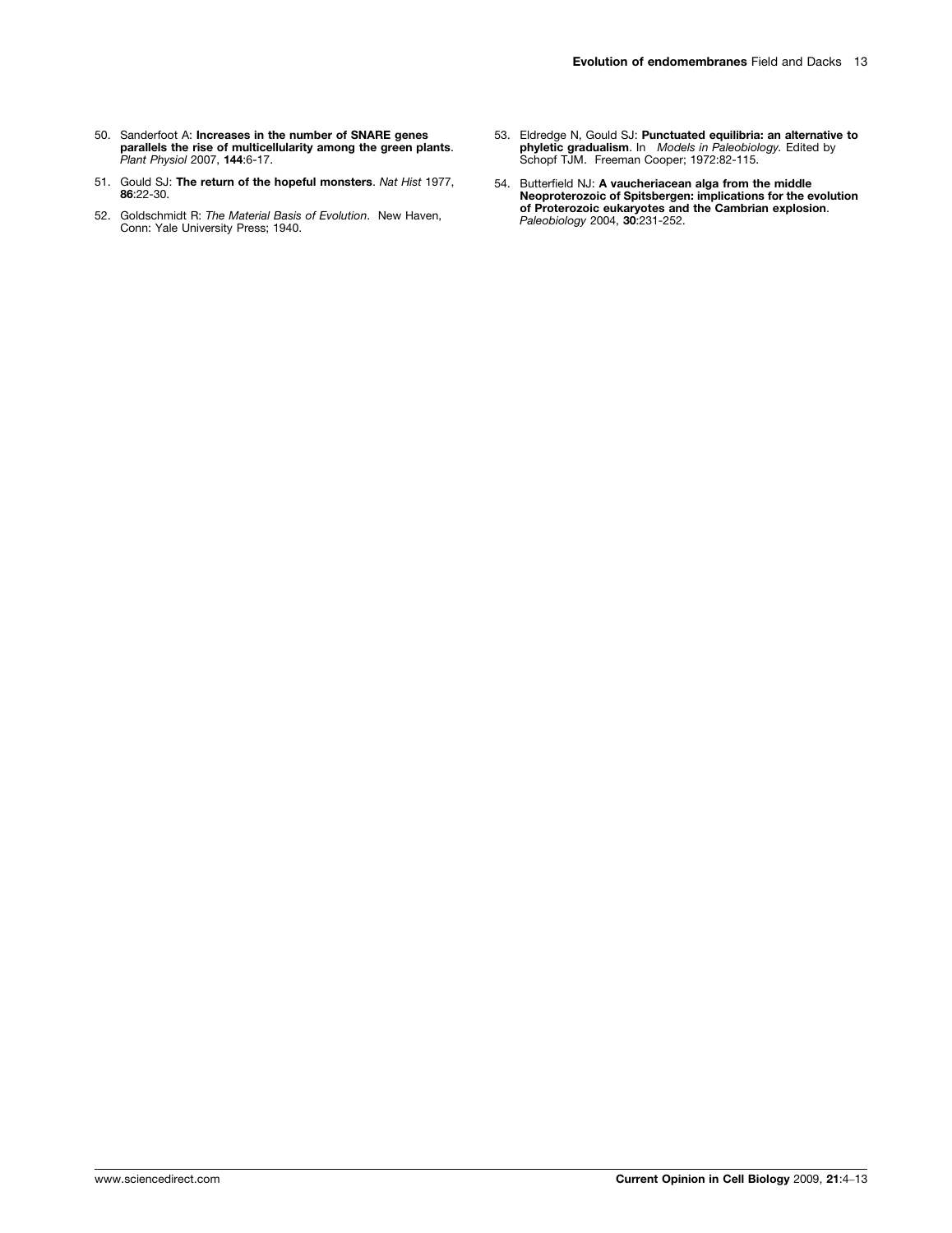50. Sanderfoot A: **Increases in the number of SNARE genes parallels the rise of multicellularity among the green plants**. *Plant Physiol* 2007, **144**:6-17.

51. Gould SJ: **The return of the hopeful monsters**. *Nat Hist* 1977, **86**:22-30.

52. Goldschmidt R: *The Material Basis of Evolution*. New Haven, Conn: Yale University Press; 1940.

53. Eldredge N, Gould SJ: **Punctuated equilibria: an alternative to phyletic gradualism**. In *Models in Paleobiology.* Edited by Schopf TJM. Freeman Cooper; 1972:82-115.

54. Butterfield NJ: **A vaucheriacean alga from the middle Neoproterozoic of Spitsbergen: implications for the evolution of Proterozoic eukaryotes and the Cambrian explosion**. *Paleobiology* 2004, **30**:231-252.